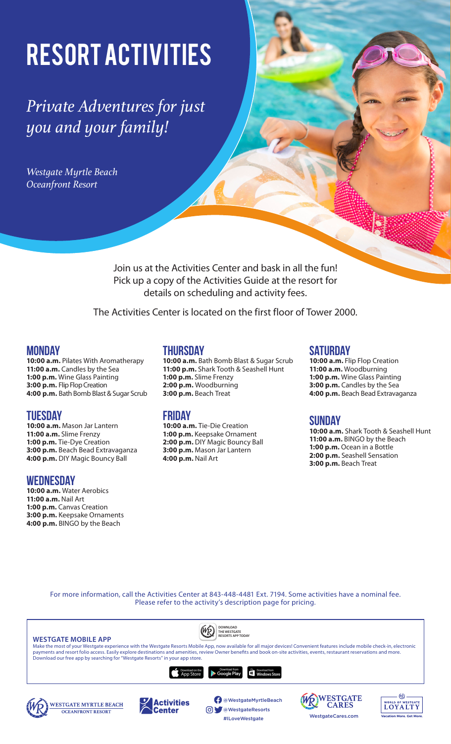# RESORT ACTIVITIES

*Private Adventures for just you and your family!*

*Westgate Myrtle Beach Oceanfront Resort*

Join us at the Activities Center and bask in all the fun! Pick up a copy of the Activities Guide at the resort for details on scheduling and activity fees.

The Activities Center is located on the first floor of Tower 2000.

## MONDAY

**10:00 a.m.** Pilates With Aromatherapy
**11:00 a.m.** Candles by the Sea
**1:00 p.m.** Wine Glass Painting
**3:00 p.m.** Flip Flop Creation
**4:00 p.m.** Bath Bomb Blast & Sugar Scrub

## TUESDAY

**10:00 a.m.** Mason Jar Lantern
**11:00 a.m.** Slime Frenzy
**1:00 p.m.** Tie-Dye Creation
**3:00 p.m.** Beach Bead Extravaganza
**4:00 p.m.** DIY Magic Bouncy Ball

## WEDNESDAY

**10:00 a.m.** Water Aerobics
**11:00 a.m.** Nail Art
**1:00 p.m.** Canvas Creation
**3:00 p.m.** Keepsake Ornaments
**4:00 p.m.** BINGO by the Beach

## THURSDAY

**10:00 a.m.** Bath Bomb Blast & Sugar Scrub
**11:00 p.m.** Shark Tooth & Seashell Hunt
**1:00 p.m.** Slime Frenzy
**2:00 p.m.** Woodburning
**3:00 p.m.** Beach Treat

## FRIDAY

**10:00 a.m.** Tie-Die Creation
**1:00 p.m.** Keepsake Ornament
**2:00 p.m.** DIY Magic Bouncy Ball
**3:00 p.m.** Mason Jar Lantern
**4:00 p.m.** Nail Art

## SATURDAY

**10:00 a.m.** Flip Flop Creation
**11:00 a.m.** Woodburning
**1:00 p.m.** Wine Glass Painting
**3:00 p.m.** Candles by the Sea
**4:00 p.m.** Beach Bead Extravaganza

## SUNDAY

**10:00 a.m.** Shark Tooth & Seashell Hunt
**11:00 a.m.** BINGO by the Beach
**1:00 p.m.** Ocean in a Bottle
**2:00 p.m.** Seashell Sensation
**3:00 p.m.** Beach Treat

For more information, call the Activities Center at 843-448-4481 Ext. 7194. Some activities have a nominal fee. Please refer to the activity's description page for pricing.

DOWNLOAD THE WESTGATE RESORTS APP TODAY

**WESTGATE MOBILE APP**

Make the most of your Westgate experience with the Westgate Resorts Mobile App, now available for all major devices! Convenient features include mobile check-in, electronic payments and resort folio access. Easily explore destinations and amenities, review Owner benefits and book on-site activities, events, restaurant reservations and more. Download our free app by searching for "Westgate Resorts" in your app store.

Download on the App Store | Download from Google Play | Download from Windows Store

WESTGATE MYRTLE BEACH OCEANFRONT RESORT

Activities Center

@WestgateMyrtleBeach
@WestgateResorts
#ILoveWestgate

WESTGATE CARES
WestgateCares.com

WORLD OF WESTGATE LOYALTY
Vacation More. Get More.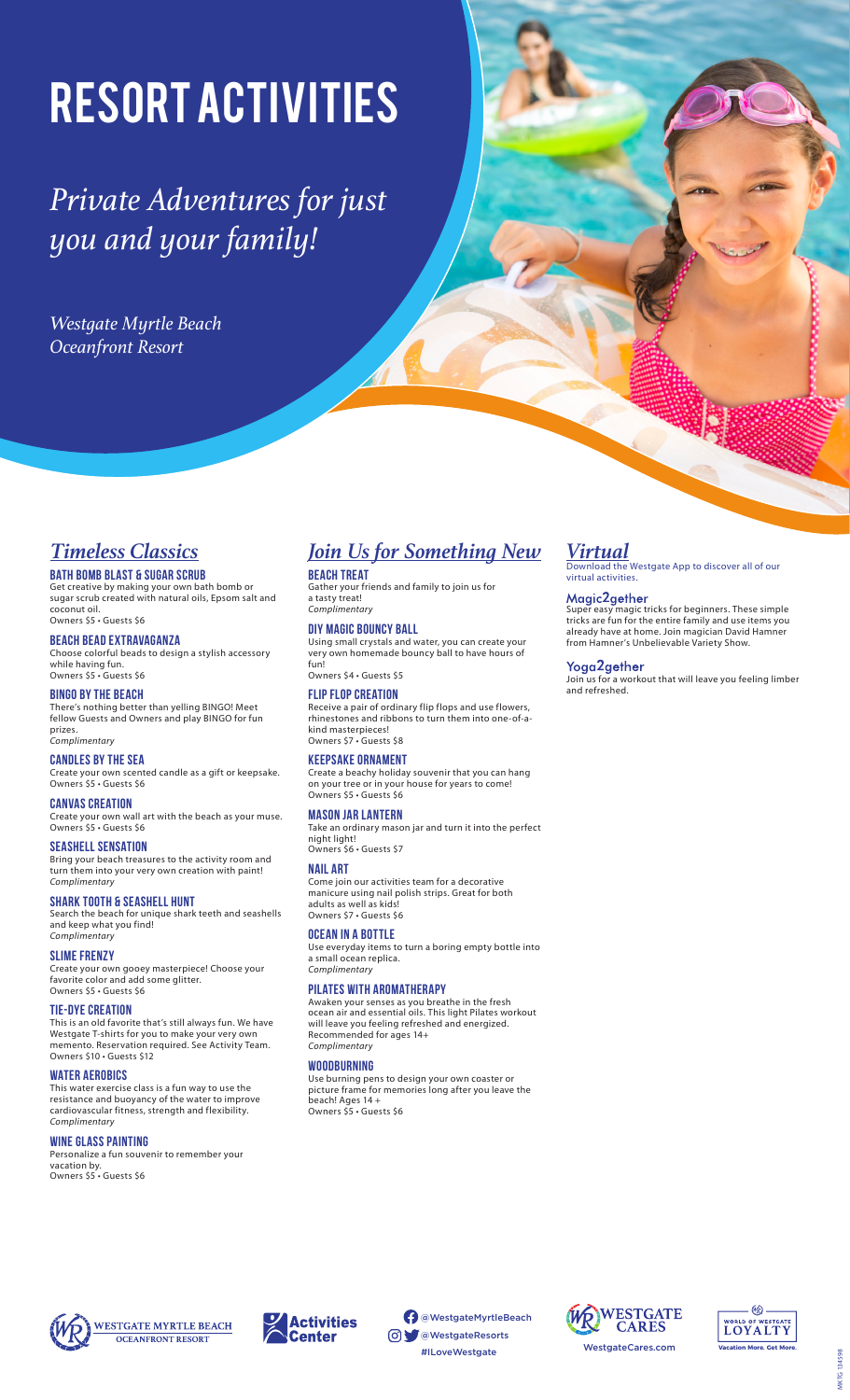# RESORT ACTIVITIES

*Private Adventures for just you and your family!*

*Westgate Myrtle Beach Oceanfront Resort*

## *Timeless Classics*

### BATH BOMB BLAST & SUGAR SCRUB

Get creative by making your own bath bomb or sugar scrub created with natural oils, Epsom salt and coconut oil.
Owners $5 • Guests $6

### BEACH BEAD EXTRAVAGANZA

Choose colorful beads to design a stylish accessory while having fun.
Owners $5 • Guests $6

### BINGO BY THE BEACH

There's nothing better than yelling BINGO! Meet fellow Guests and Owners and play BINGO for fun prizes.
*Complimentary*

### CANDLES BY THE SEA

Create your own scented candle as a gift or keepsake.
Owners $5 • Guests $6

### CANVAS CREATION

Create your own wall art with the beach as your muse.
Owners $5 • Guests $6

### SEASHELL SENSATION

Bring your beach treasures to the activity room and turn them into your very own creation with paint!
*Complimentary*

### SHARK TOOTH & SEASHELL HUNT

Search the beach for unique shark teeth and seashells and keep what you find!
*Complimentary*

### SLIME FRENZY

Create your own gooey masterpiece! Choose your favorite color and add some glitter.
Owners $5 • Guests $6

### TIE-DYE CREATION

This is an old favorite that's still always fun. We have Westgate T-shirts for you to make your very own memento. Reservation required. See Activity Team.
Owners $10 • Guests $12

### WATER AEROBICS

This water exercise class is a fun way to use the resistance and buoyancy of the water to improve cardiovascular fitness, strength and flexibility.
*Complimentary*

### WINE GLASS PAINTING

Personalize a fun souvenir to remember your vacation by.
Owners $5 • Guests $6

## *Join Us for Something New*

### BEACH TREAT

Gather your friends and family to join us for a tasty treat!
*Complimentary*

### DIY MAGIC BOUNCY BALL

Using small crystals and water, you can create your very own homemade bouncy ball to have hours of fun!
Owners $4 • Guests $5

### FLIP FLOP CREATION

Receive a pair of ordinary flip flops and use flowers, rhinestones and ribbons to turn them into one-of-a-kind masterpieces!
Owners $7 • Guests $8

### KEEPSAKE ORNAMENT

Create a beachy holiday souvenir that you can hang on your tree or in your house for years to come!
Owners $5 • Guests $6

### MASON JAR LANTERN

Take an ordinary mason jar and turn it into the perfect night light!
Owners $6 • Guests $7

### NAIL ART

Come join our activities team for a decorative manicure using nail polish strips. Great for both adults as well as kids!
Owners $7 • Guests $6

### OCEAN IN A BOTTLE

Use everyday items to turn a boring empty bottle into a small ocean replica.
*Complimentary*

### PILATES WITH AROMATHERAPY

Awaken your senses as you breathe in the fresh ocean air and essential oils. This light Pilates workout will leave you feeling refreshed and energized. Recommended for ages 14+
*Complimentary*

### WOODBURNING

Use burning pens to design your own coaster or picture frame for memories long after you leave the beach! Ages 14 +
Owners $5 • Guests $6

## *Virtual*

Download the Westgate App to discover all of our virtual activities.

### Magic2gether

Super easy magic tricks for beginners. These simple tricks are fun for the entire family and use items you already have at home. Join magician David Hamner from Hamner's Unbelievable Variety Show.

### Yoga2gether

Join us for a workout that will leave you feeling limber and refreshed.

WESTGATE MYRTLE BEACH OCEANFRONT RESORT

Activities Center

@WestgateMyrtleBeach
@WestgateResorts
#ILoveWestgate

WESTGATE CARES
WestgateCares.com

WORLD OF WESTGATE LOYALTY
Vacation More. Get More.

MKTG 134598